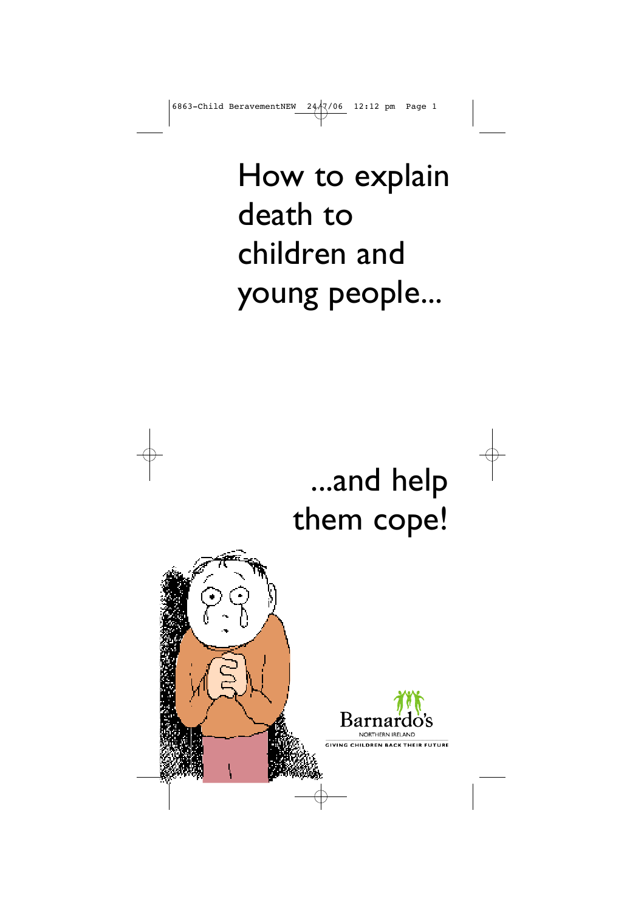# How to explain death to children and young people...

# ...and help them cope!

Barnardo's

NORTHERN IRELAND

GIVING CHILDREN BACK THEIR FUTURE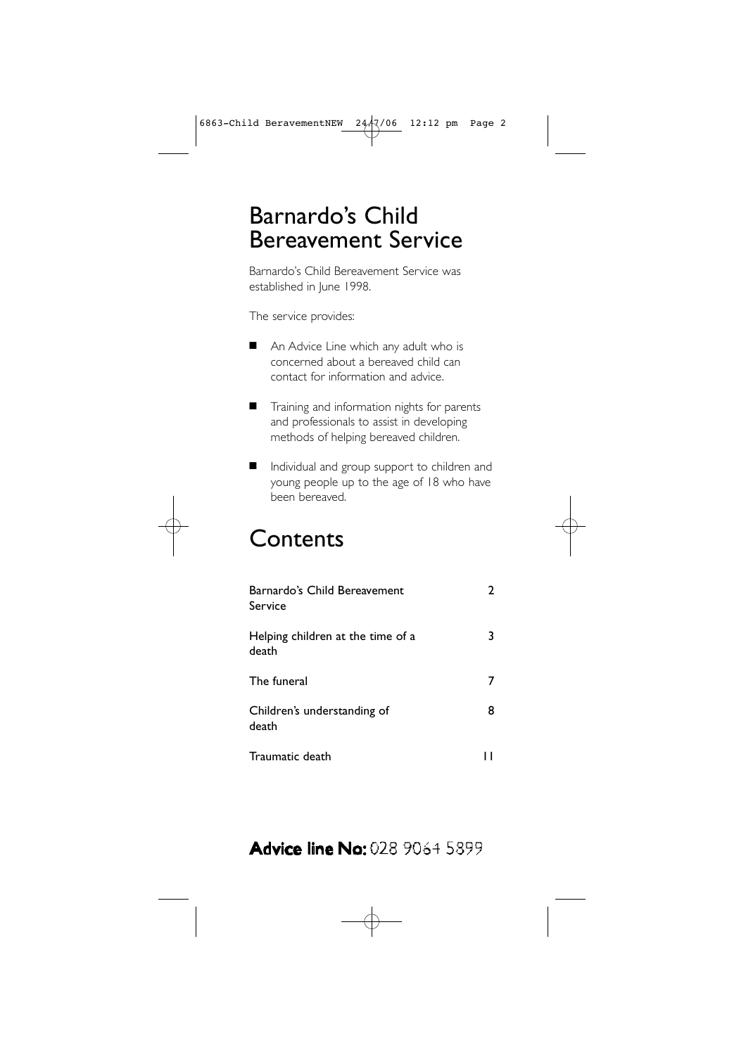# Barnardo's Child Bereavement Service

Barnardo's Child Bereavement Service was established in June 1998.

The service provides:

- An Advice Line which any adult who is concerned about a bereaved child can contact for information and advice.
- Training and information nights for parents and professionals to assist in developing methods of helping bereaved children.
- Individual and group support to children and young people up to the age of 18 who have been bereaved.

# Contents

| | |
|---|---|
| Barnardo's Child Bereavement Service | 2 |
| Helping children at the time of a death | 3 |
| The funeral | 7 |
| Children's understanding of death | 8 |
| Traumatic death | 11 |

**Advice line No:** 028 9064 5899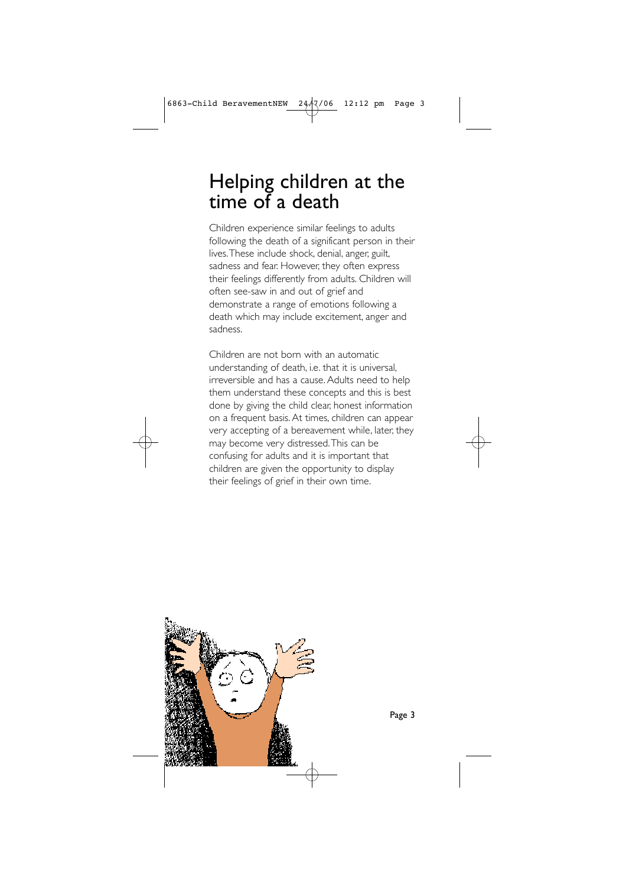# Helping children at the time of a death

Children experience similar feelings to adults following the death of a significant person in their lives. These include shock, denial, anger, guilt, sadness and fear. However, they often express their feelings differently from adults. Children will often see-saw in and out of grief and demonstrate a range of emotions following a death which may include excitement, anger and sadness.

Children are not born with an automatic understanding of death, i.e. that it is universal, irreversible and has a cause. Adults need to help them understand these concepts and this is best done by giving the child clear, honest information on a frequent basis. At times, children can appear very accepting of a bereavement while, later, they may become very distressed. This can be confusing for adults and it is important that children are given the opportunity to display their feelings of grief in their own time.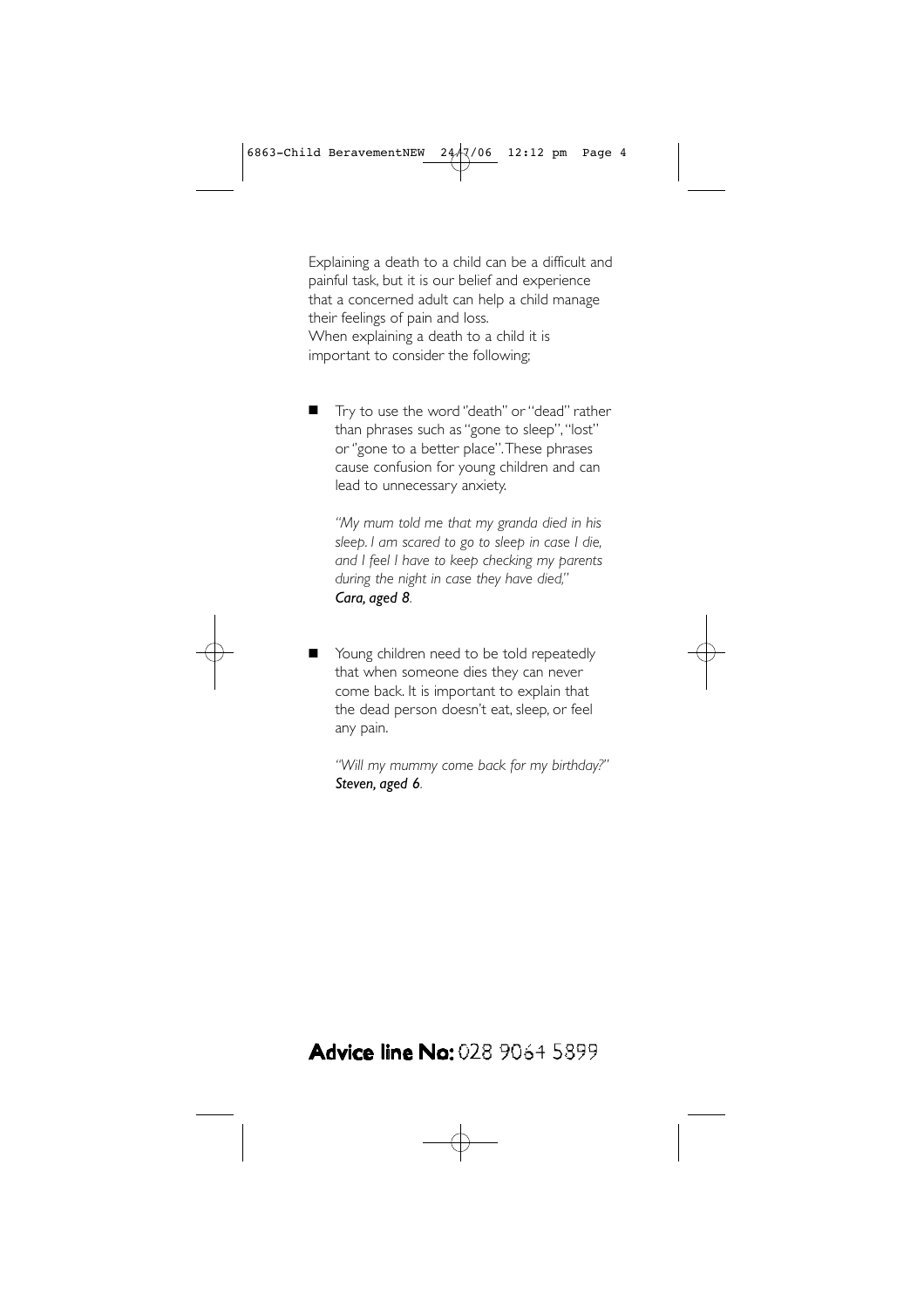Explaining a death to a child can be a difficult and painful task, but it is our belief and experience that a concerned adult can help a child manage their feelings of pain and loss.
When explaining a death to a child it is important to consider the following;

- Try to use the word "death" or "dead" rather than phrases such as "gone to sleep", "lost" or "gone to a better place". These phrases cause confusion for young children and can lead to unnecessary anxiety.

  *"My mum told me that my granda died in his sleep. I am scared to go to sleep in case I die, and I feel I have to keep checking my parents during the night in case they have died,"*
  ***Cara, aged 8***.

- Young children need to be told repeatedly that when someone dies they can never come back. It is important to explain that the dead person doesn't eat, sleep, or feel any pain.

  *"Will my mummy come back for my birthday?"*
  ***Steven, aged 6***.

**Advice line No:** 028 9064 5899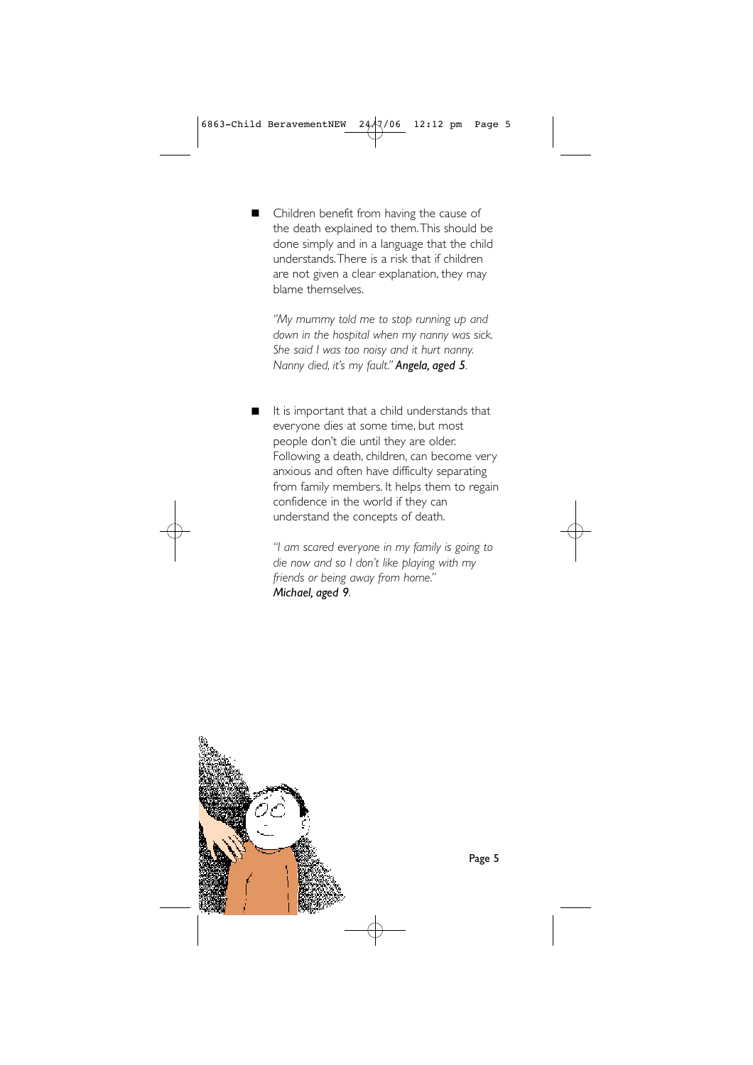- Children benefit from having the cause of the death explained to them. This should be done simply and in a language that the child understands. There is a risk that if children are not given a clear explanation, they may blame themselves.

  *"My mummy told me to stop running up and down in the hospital when my nanny was sick. She said I was too noisy and it hurt nanny. Nanny died, it's my fault."* ***Angela, aged 5***.

- It is important that a child understands that everyone dies at some time, but most people don't die until they are older. Following a death, children, can become very anxious and often have difficulty separating from family members. It helps them to regain confidence in the world if they can understand the concepts of death.

  *"I am scared everyone in my family is going to die now and so I don't like playing with my friends or being away from home."*
  ***Michael, aged 9***.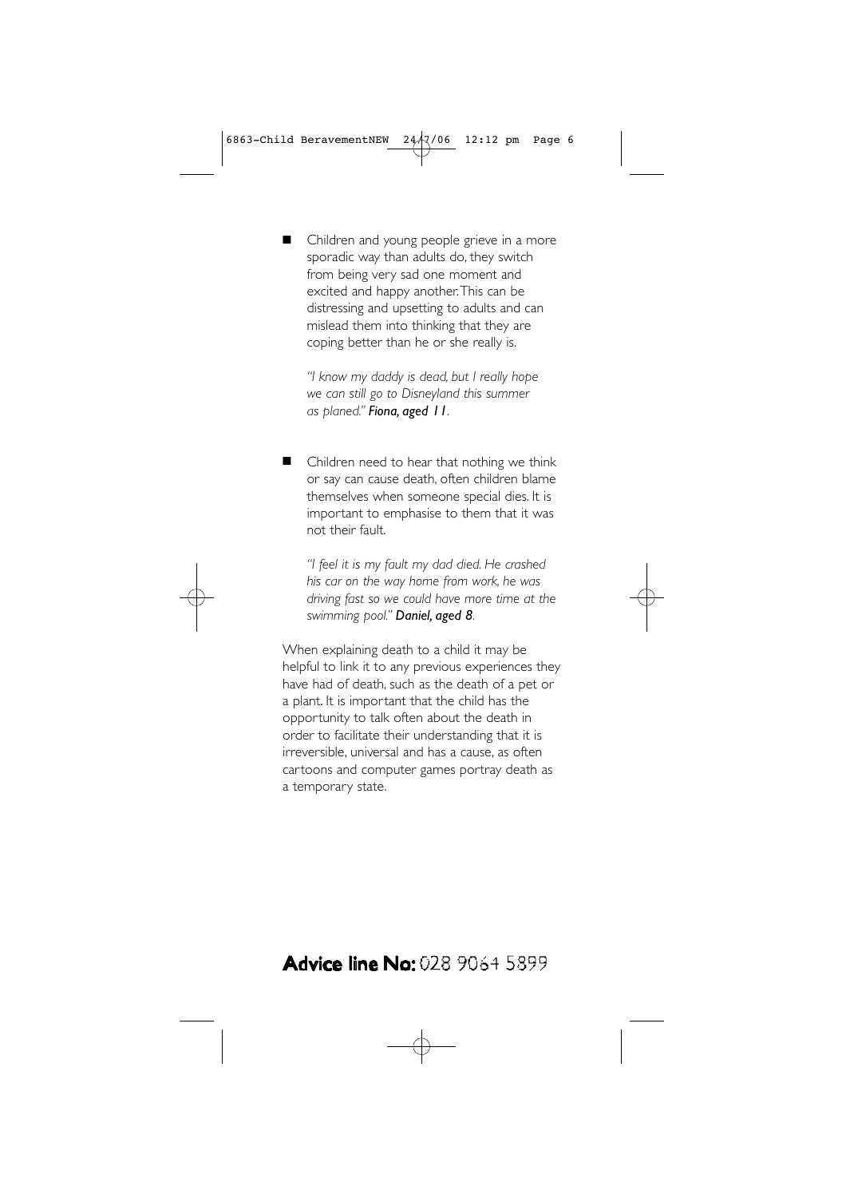- Children and young people grieve in a more sporadic way than adults do, they switch from being very sad one moment and excited and happy another. This can be distressing and upsetting to adults and can mislead them into thinking that they are coping better than he or she really is.

  *"I know my daddy is dead, but I really hope we can still go to Disneyland this summer as planed."* ***Fiona, aged 11***.

- Children need to hear that nothing we think or say can cause death, often children blame themselves when someone special dies. It is important to emphasise to them that it was not their fault.

  *"I feel it is my fault my dad died. He crashed his car on the way home from work, he was driving fast so we could have more time at the swimming pool."* ***Daniel, aged 8***.

When explaining death to a child it may be helpful to link it to any previous experiences they have had of death, such as the death of a pet or a plant. It is important that the child has the opportunity to talk often about the death in order to facilitate their understanding that it is irreversible, universal and has a cause, as often cartoons and computer games portray death as a temporary state.

**Advice line No:** 028 9064 5899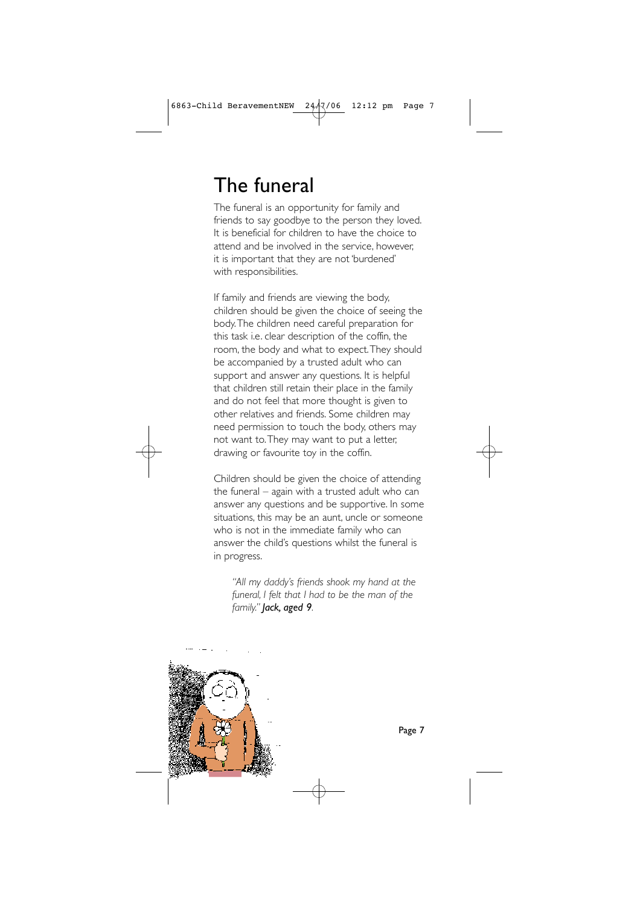# The funeral

The funeral is an opportunity for family and friends to say goodbye to the person they loved. It is beneficial for children to have the choice to attend and be involved in the service, however, it is important that they are not 'burdened' with responsibilities.

If family and friends are viewing the body, children should be given the choice of seeing the body. The children need careful preparation for this task i.e. clear description of the coffin, the room, the body and what to expect. They should be accompanied by a trusted adult who can support and answer any questions. It is helpful that children still retain their place in the family and do not feel that more thought is given to other relatives and friends. Some children may need permission to touch the body, others may not want to. They may want to put a letter, drawing or favourite toy in the coffin.

Children should be given the choice of attending the funeral – again with a trusted adult who can answer any questions and be supportive. In some situations, this may be an aunt, uncle or someone who is not in the immediate family who can answer the child's questions whilst the funeral is in progress.

> *"All my daddy's friends shook my hand at the funeral, I felt that I had to be the man of the family."* ***Jack, aged 9***.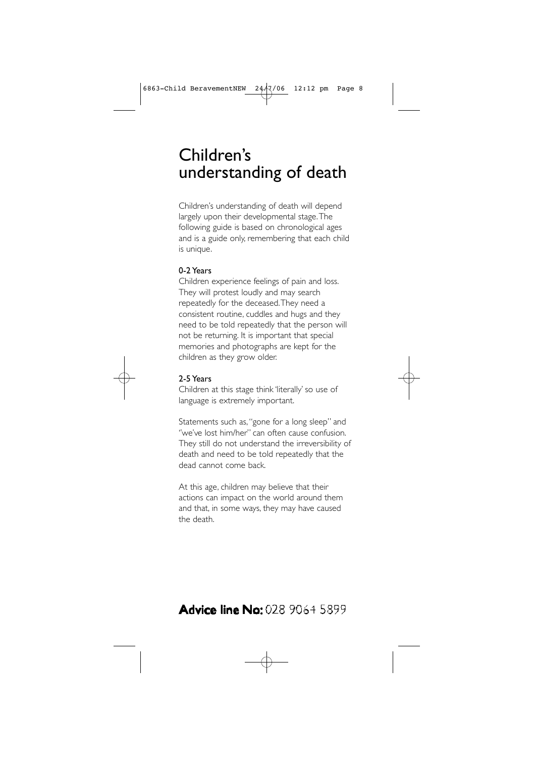# Children's understanding of death

Children's understanding of death will depend largely upon their developmental stage. The following guide is based on chronological ages and is a guide only, remembering that each child is unique.

**0-2 Years**

Children experience feelings of pain and loss. They will protest loudly and may search repeatedly for the deceased. They need a consistent routine, cuddles and hugs and they need to be told repeatedly that the person will not be returning. It is important that special memories and photographs are kept for the children as they grow older.

**2-5 Years**

Children at this stage think 'literally' so use of language is extremely important.

Statements such as, "gone for a long sleep" and "we've lost him/her" can often cause confusion. They still do not understand the irreversibility of death and need to be told repeatedly that the dead cannot come back.

At this age, children may believe that their actions can impact on the world around them and that, in some ways, they may have caused the death.

**Advice line No:** 028 9064 5899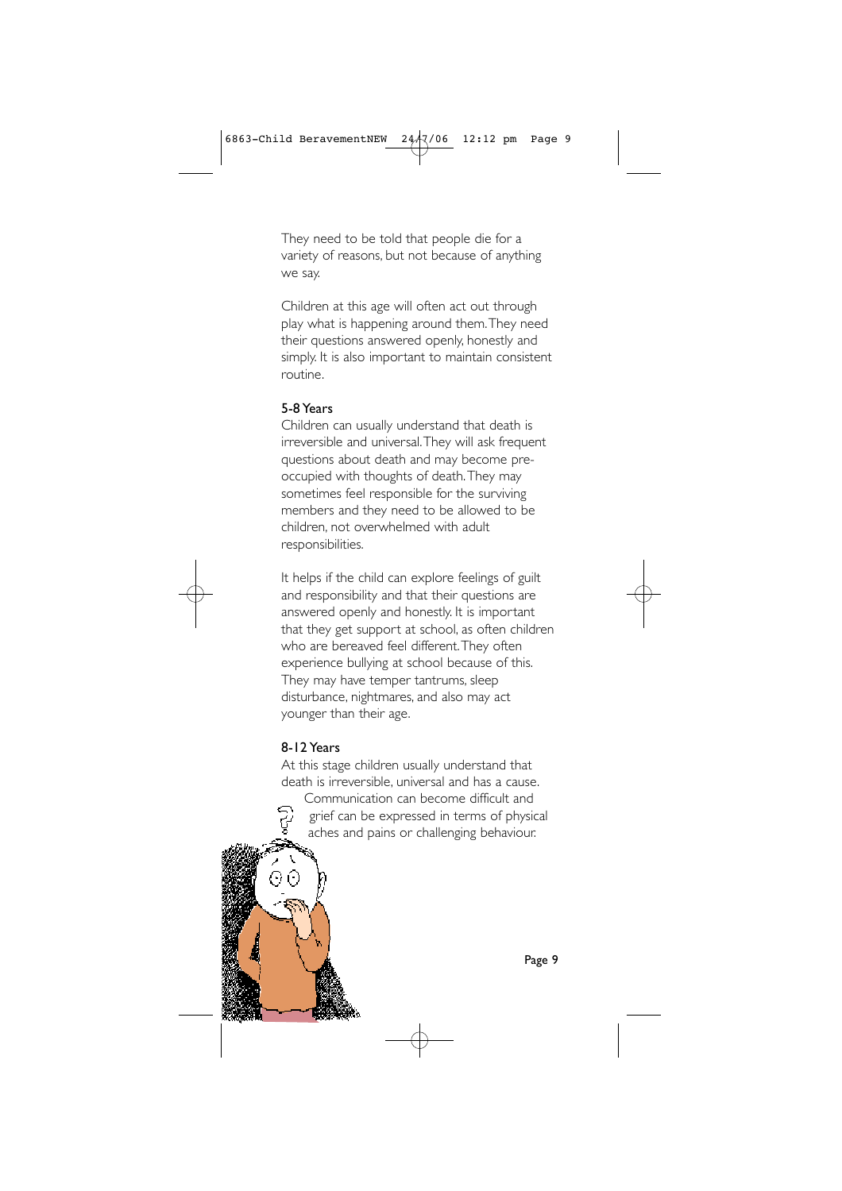They need to be told that people die for a variety of reasons, but not because of anything we say.

Children at this age will often act out through play what is happening around them. They need their questions answered openly, honestly and simply. It is also important to maintain consistent routine.

### 5-8 Years

Children can usually understand that death is irreversible and universal. They will ask frequent questions about death and may become pre-occupied with thoughts of death. They may sometimes feel responsible for the surviving members and they need to be allowed to be children, not overwhelmed with adult responsibilities.

It helps if the child can explore feelings of guilt and responsibility and that their questions are answered openly and honestly. It is important that they get support at school, as often children who are bereaved feel different. They often experience bullying at school because of this. They may have temper tantrums, sleep disturbance, nightmares, and also may act younger than their age.

### 8-12 Years

At this stage children usually understand that death is irreversible, universal and has a cause. Communication can become difficult and grief can be expressed in terms of physical aches and pains or challenging behaviour.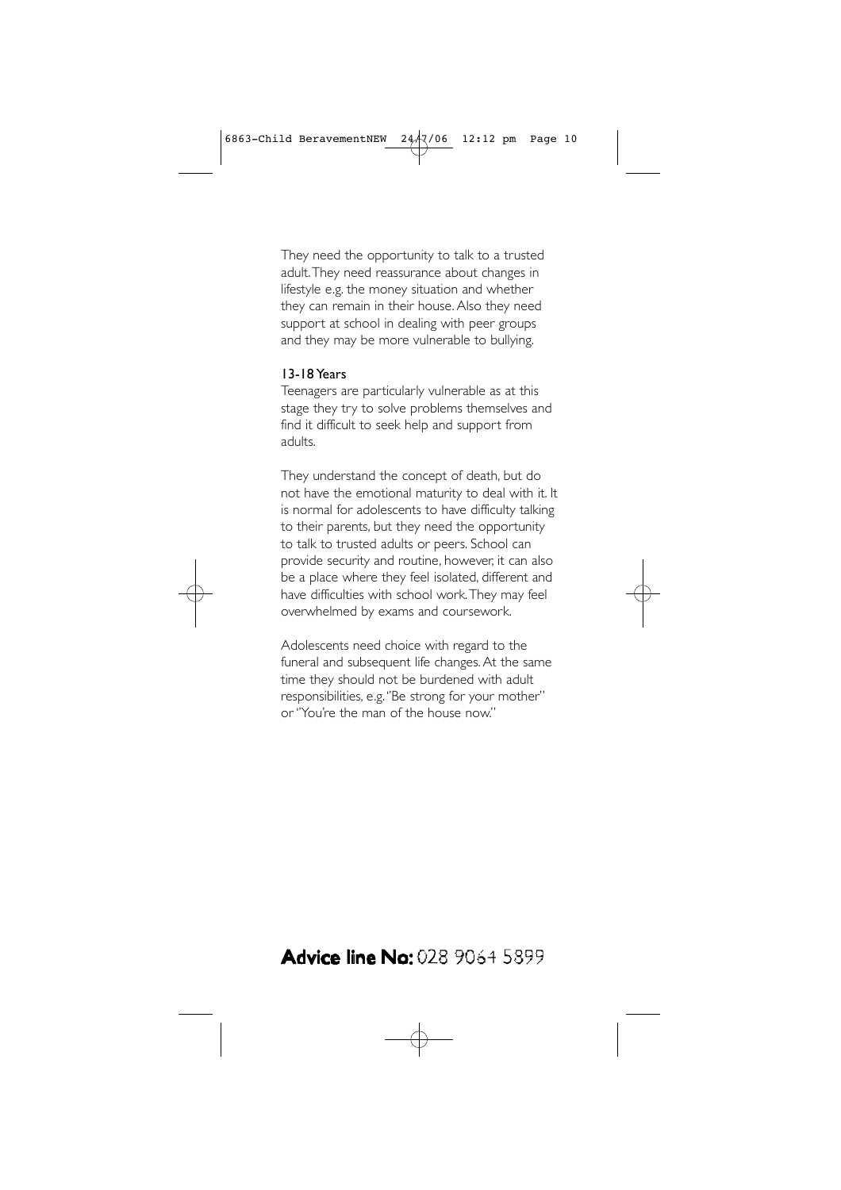They need the opportunity to talk to a trusted adult. They need reassurance about changes in lifestyle e.g. the money situation and whether they can remain in their house. Also they need support at school in dealing with peer groups and they may be more vulnerable to bullying.

### 13-18 Years

Teenagers are particularly vulnerable as at this stage they try to solve problems themselves and find it difficult to seek help and support from adults.

They understand the concept of death, but do not have the emotional maturity to deal with it. It is normal for adolescents to have difficulty talking to their parents, but they need the opportunity to talk to trusted adults or peers. School can provide security and routine, however, it can also be a place where they feel isolated, different and have difficulties with school work. They may feel overwhelmed by exams and coursework.

Adolescents need choice with regard to the funeral and subsequent life changes. At the same time they should not be burdened with adult responsibilities, e.g. "Be strong for your mother" or "You're the man of the house now."

**Advice line No:** 028 9064 5899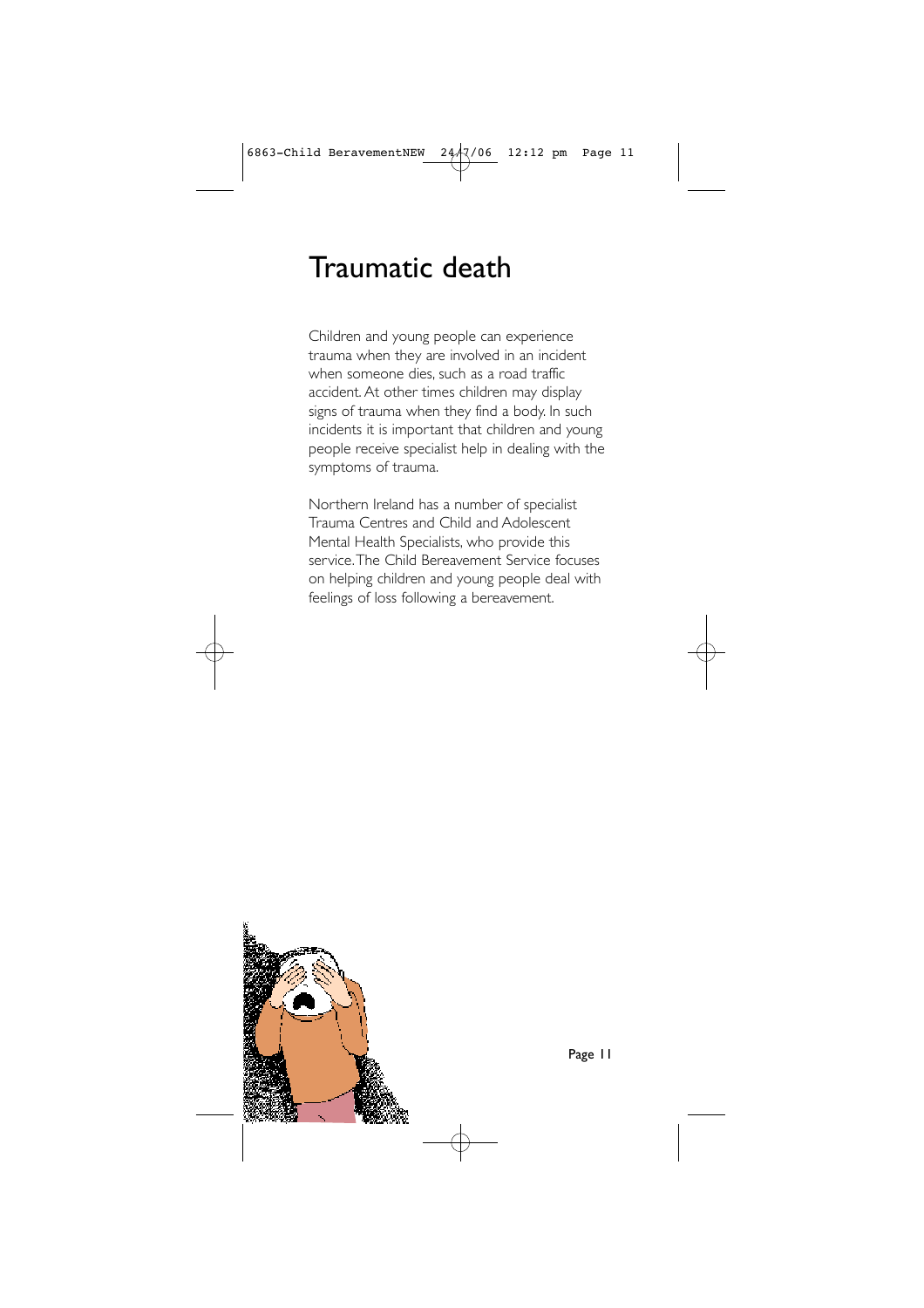# Traumatic death

Children and young people can experience trauma when they are involved in an incident when someone dies, such as a road traffic accident. At other times children may display signs of trauma when they find a body. In such incidents it is important that children and young people receive specialist help in dealing with the symptoms of trauma.

Northern Ireland has a number of specialist Trauma Centres and Child and Adolescent Mental Health Specialists, who provide this service. The Child Bereavement Service focuses on helping children and young people deal with feelings of loss following a bereavement.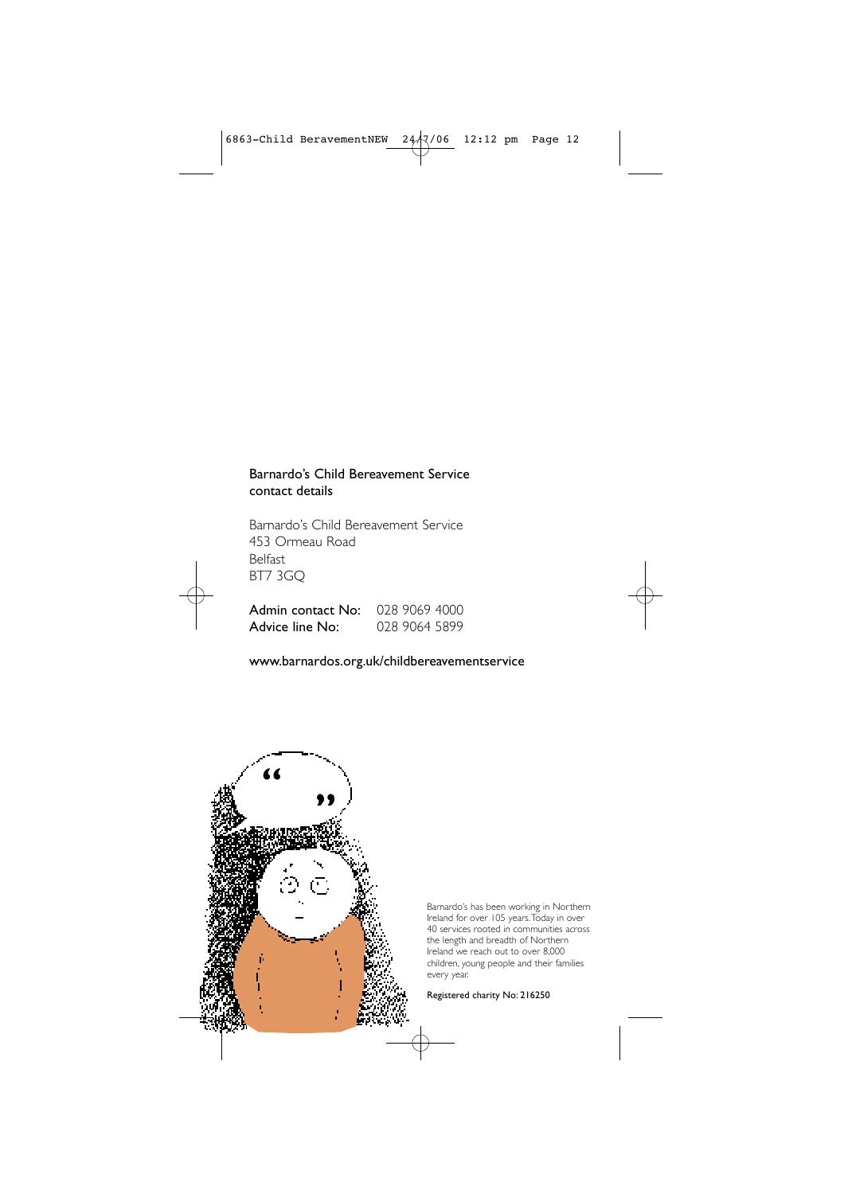## Barnardo's Child Bereavement Service contact details

Barnardo's Child Bereavement Service
453 Ormeau Road
Belfast
BT7 3GQ

**Admin contact No:** 028 9069 4000
**Advice line No:** 028 9064 5899

www.barnardos.org.uk/childbereavementservice

Barnardo's has been working in Northern Ireland for over 105 years. Today in over 40 services rooted in communities across the length and breadth of Northern Ireland we reach out to over 8,000 children, young people and their families every year.

Registered charity No: 216250